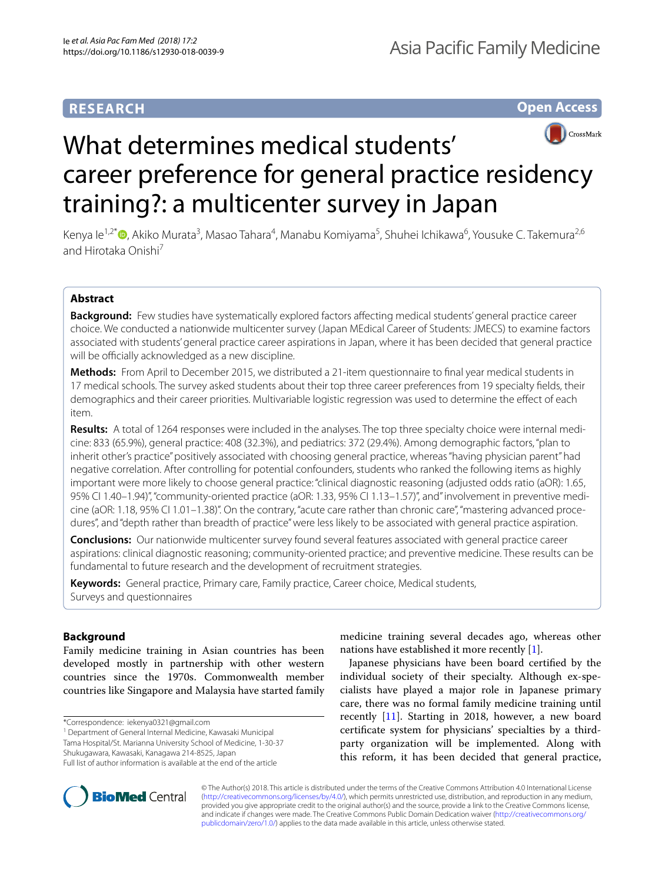RESEARCH

Open Access

# What determines medical students' career preference for general practice residency training?: a multicenter survey in Japan

Kenya Ie[1,2*], Akiko Murata[3], Masao Tahara[4], Manabu Komiyama[5], Shuhei Ichikawa[6], Yousuke C. Takemura[2,6] and Hirotaka Onishi[7]

## Abstract

**Background:** Few studies have systematically explored factors affecting medical students' general practice career choice. We conducted a nationwide multicenter survey (Japan MEdical Career of Students: JMECS) to examine factors associated with students' general practice career aspirations in Japan, where it has been decided that general practice will be officially acknowledged as a new discipline.

**Methods:** From April to December 2015, we distributed a 21-item questionnaire to final year medical students in 17 medical schools. The survey asked students about their top three career preferences from 19 specialty fields, their demographics and their career priorities. Multivariable logistic regression was used to determine the effect of each item.

**Results:** A total of 1264 responses were included in the analyses. The top three specialty choice were internal medicine: 833 (65.9%), general practice: 408 (32.3%), and pediatrics: 372 (29.4%). Among demographic factors, "plan to inherit other's practice" positively associated with choosing general practice, whereas "having physician parent" had negative correlation. After controlling for potential confounders, students who ranked the following items as highly important were more likely to choose general practice: "clinical diagnostic reasoning (adjusted odds ratio (aOR): 1.65, 95% CI 1.40–1.94)", "community-oriented practice (aOR: 1.33, 95% CI 1.13–1.57)", and" involvement in preventive medicine (aOR: 1.18, 95% CI 1.01–1.38)". On the contrary, "acute care rather than chronic care", "mastering advanced procedures", and "depth rather than breadth of practice" were less likely to be associated with general practice aspiration.

**Conclusions:** Our nationwide multicenter survey found several features associated with general practice career aspirations: clinical diagnostic reasoning; community-oriented practice; and preventive medicine. These results can be fundamental to future research and the development of recruitment strategies.

**Keywords:** General practice, Primary care, Family practice, Career choice, Medical students, Surveys and questionnaires

## Background

Family medicine training in Asian countries has been developed mostly in partnership with other western countries since the 1970s. Commonwealth member countries like Singapore and Malaysia have started family medicine training several decades ago, whereas other nations have established it more recently [1].

Japanese physicians have been board certified by the individual society of their specialty. Although ex-specialists have played a major role in Japanese primary care, there was no formal family medicine training until recently [11]. Starting in 2018, however, a new board certificate system for physicians' specialties by a third-party organization will be implemented. Along with this reform, it has been decided that general practice,

*Correspondence: iekenya0321@gmail.com
[1] Department of General Internal Medicine, Kawasaki Municipal Tama Hospital/St. Marianna University School of Medicine, 1-30-37 Shukugawara, Kawasaki, Kanagawa 214-8525, Japan
Full list of author information is available at the end of the article

© The Author(s) 2018. This article is distributed under the terms of the Creative Commons Attribution 4.0 International License (http://creativecommons.org/licenses/by/4.0/), which permits unrestricted use, distribution, and reproduction in any medium, provided you give appropriate credit to the original author(s) and the source, provide a link to the Creative Commons license, and indicate if changes were made. The Creative Commons Public Domain Dedication waiver (http://creativecommons.org/publicdomain/zero/1.0/) applies to the data made available in this article, unless otherwise stated.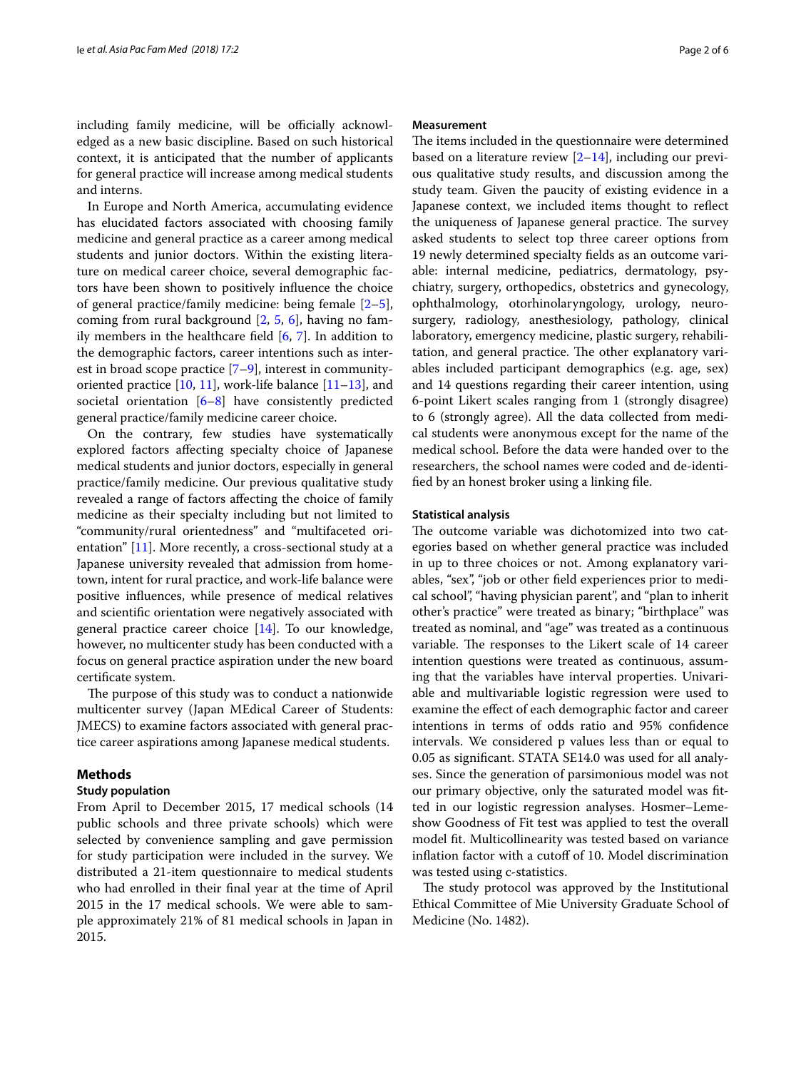including family medicine, will be officially acknowledged as a new basic discipline. Based on such historical context, it is anticipated that the number of applicants for general practice will increase among medical students and interns.

In Europe and North America, accumulating evidence has elucidated factors associated with choosing family medicine and general practice as a career among medical students and junior doctors. Within the existing literature on medical career choice, several demographic factors have been shown to positively influence the choice of general practice/family medicine: being female [2–5], coming from rural background [2, 5, 6], having no family members in the healthcare field [6, 7]. In addition to the demographic factors, career intentions such as interest in broad scope practice [7–9], interest in community-oriented practice [10, 11], work-life balance [11–13], and societal orientation [6–8] have consistently predicted general practice/family medicine career choice.

On the contrary, few studies have systematically explored factors affecting specialty choice of Japanese medical students and junior doctors, especially in general practice/family medicine. Our previous qualitative study revealed a range of factors affecting the choice of family medicine as their specialty including but not limited to "community/rural orientedness" and "multifaceted orientation" [11]. More recently, a cross-sectional study at a Japanese university revealed that admission from hometown, intent for rural practice, and work-life balance were positive influences, while presence of medical relatives and scientific orientation were negatively associated with general practice career choice [14]. To our knowledge, however, no multicenter study has been conducted with a focus on general practice aspiration under the new board certificate system.

The purpose of this study was to conduct a nationwide multicenter survey (Japan MEdical Career of Students: JMECS) to examine factors associated with general practice career aspirations among Japanese medical students.

## Methods

### Study population

From April to December 2015, 17 medical schools (14 public schools and three private schools) which were selected by convenience sampling and gave permission for study participation were included in the survey. We distributed a 21-item questionnaire to medical students who had enrolled in their final year at the time of April 2015 in the 17 medical schools. We were able to sample approximately 21% of 81 medical schools in Japan in 2015.

### Measurement

The items included in the questionnaire were determined based on a literature review [2–14], including our previous qualitative study results, and discussion among the study team. Given the paucity of existing evidence in a Japanese context, we included items thought to reflect the uniqueness of Japanese general practice. The survey asked students to select top three career options from 19 newly determined specialty fields as an outcome variable: internal medicine, pediatrics, dermatology, psychiatry, surgery, orthopedics, obstetrics and gynecology, ophthalmology, otorhinolaryngology, urology, neurosurgery, radiology, anesthesiology, pathology, clinical laboratory, emergency medicine, plastic surgery, rehabilitation, and general practice. The other explanatory variables included participant demographics (e.g. age, sex) and 14 questions regarding their career intention, using 6-point Likert scales ranging from 1 (strongly disagree) to 6 (strongly agree). All the data collected from medical students were anonymous except for the name of the medical school. Before the data were handed over to the researchers, the school names were coded and de-identified by an honest broker using a linking file.

### Statistical analysis

The outcome variable was dichotomized into two categories based on whether general practice was included in up to three choices or not. Among explanatory variables, "sex", "job or other field experiences prior to medical school", "having physician parent", and "plan to inherit other's practice" were treated as binary; "birthplace" was treated as nominal, and "age" was treated as a continuous variable. The responses to the Likert scale of 14 career intention questions were treated as continuous, assuming that the variables have interval properties. Univariable and multivariable logistic regression were used to examine the effect of each demographic factor and career intentions in terms of odds ratio and 95% confidence intervals. We considered p values less than or equal to 0.05 as significant. STATA SE14.0 was used for all analyses. Since the generation of parsimonious model was not our primary objective, only the saturated model was fitted in our logistic regression analyses. Hosmer–Lemeshow Goodness of Fit test was applied to test the overall model fit. Multicollinearity was tested based on variance inflation factor with a cutoff of 10. Model discrimination was tested using c-statistics.

The study protocol was approved by the Institutional Ethical Committee of Mie University Graduate School of Medicine (No. 1482).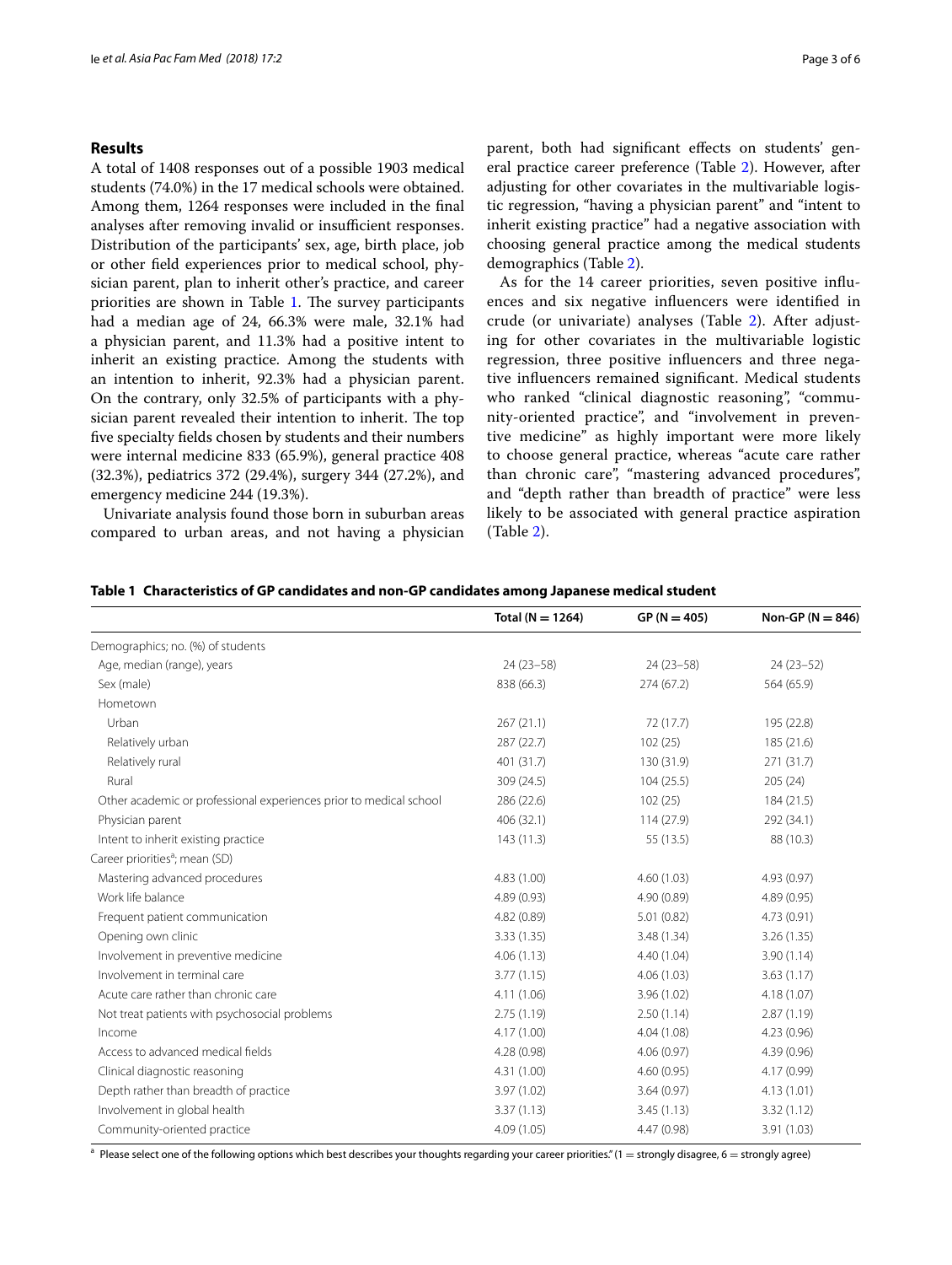## Results

A total of 1408 responses out of a possible 1903 medical students (74.0%) in the 17 medical schools were obtained. Among them, 1264 responses were included in the final analyses after removing invalid or insufficient responses. Distribution of the participants' sex, age, birth place, job or other field experiences prior to medical school, physician parent, plan to inherit other's practice, and career priorities are shown in Table 1. The survey participants had a median age of 24, 66.3% were male, 32.1% had a physician parent, and 11.3% had a positive intent to inherit an existing practice. Among the students with an intention to inherit, 92.3% had a physician parent. On the contrary, only 32.5% of participants with a physician parent revealed their intention to inherit. The top five specialty fields chosen by students and their numbers were internal medicine 833 (65.9%), general practice 408 (32.3%), pediatrics 372 (29.4%), surgery 344 (27.2%), and emergency medicine 244 (19.3%).

Univariate analysis found those born in suburban areas compared to urban areas, and not having a physician parent, both had significant effects on students' general practice career preference (Table 2). However, after adjusting for other covariates in the multivariable logistic regression, "having a physician parent" and "intent to inherit existing practice" had a negative association with choosing general practice among the medical students demographics (Table 2).

As for the 14 career priorities, seven positive influences and six negative influencers were identified in crude (or univariate) analyses (Table 2). After adjusting for other covariates in the multivariable logistic regression, three positive influencers and three negative influencers remained significant. Medical students who ranked "clinical diagnostic reasoning", "community-oriented practice", and "involvement in preventive medicine" as highly important were more likely to choose general practice, whereas "acute care rather than chronic care", "mastering advanced procedures", and "depth rather than breadth of practice" were less likely to be associated with general practice aspiration (Table 2).

**Table 1 Characteristics of GP candidates and non-GP candidates among Japanese medical student**

| | Total (N = 1264) | GP (N = 405) | Non-GP (N = 846) |
|---|---|---|---|
| Demographics; no. (%) of students | | | |
| Age, median (range), years | 24 (23–58) | 24 (23–58) | 24 (23–52) |
| Sex (male) | 838 (66.3) | 274 (67.2) | 564 (65.9) |
| Hometown | | | |
| Urban | 267 (21.1) | 72 (17.7) | 195 (22.8) |
| Relatively urban | 287 (22.7) | 102 (25) | 185 (21.6) |
| Relatively rural | 401 (31.7) | 130 (31.9) | 271 (31.7) |
| Rural | 309 (24.5) | 104 (25.5) | 205 (24) |
| Other academic or professional experiences prior to medical school | 286 (22.6) | 102 (25) | 184 (21.5) |
| Physician parent | 406 (32.1) | 114 (27.9) | 292 (34.1) |
| Intent to inherit existing practice | 143 (11.3) | 55 (13.5) | 88 (10.3) |
| Career priorities[a]; mean (SD) | | | |
| Mastering advanced procedures | 4.83 (1.00) | 4.60 (1.03) | 4.93 (0.97) |
| Work life balance | 4.89 (0.93) | 4.90 (0.89) | 4.89 (0.95) |
| Frequent patient communication | 4.82 (0.89) | 5.01 (0.82) | 4.73 (0.91) |
| Opening own clinic | 3.33 (1.35) | 3.48 (1.34) | 3.26 (1.35) |
| Involvement in preventive medicine | 4.06 (1.13) | 4.40 (1.04) | 3.90 (1.14) |
| Involvement in terminal care | 3.77 (1.15) | 4.06 (1.03) | 3.63 (1.17) |
| Acute care rather than chronic care | 4.11 (1.06) | 3.96 (1.02) | 4.18 (1.07) |
| Not treat patients with psychosocial problems | 2.75 (1.19) | 2.50 (1.14) | 2.87 (1.19) |
| Income | 4.17 (1.00) | 4.04 (1.08) | 4.23 (0.96) |
| Access to advanced medical fields | 4.28 (0.98) | 4.06 (0.97) | 4.39 (0.96) |
| Clinical diagnostic reasoning | 4.31 (1.00) | 4.60 (0.95) | 4.17 (0.99) |
| Depth rather than breadth of practice | 3.97 (1.02) | 3.64 (0.97) | 4.13 (1.01) |
| Involvement in global health | 3.37 (1.13) | 3.45 (1.13) | 3.32 (1.12) |
| Community-oriented practice | 4.09 (1.05) | 4.47 (0.98) | 3.91 (1.03) |

[a] Please select one of the following options which best describes your thoughts regarding your career priorities." (1 = strongly disagree, 6 = strongly agree)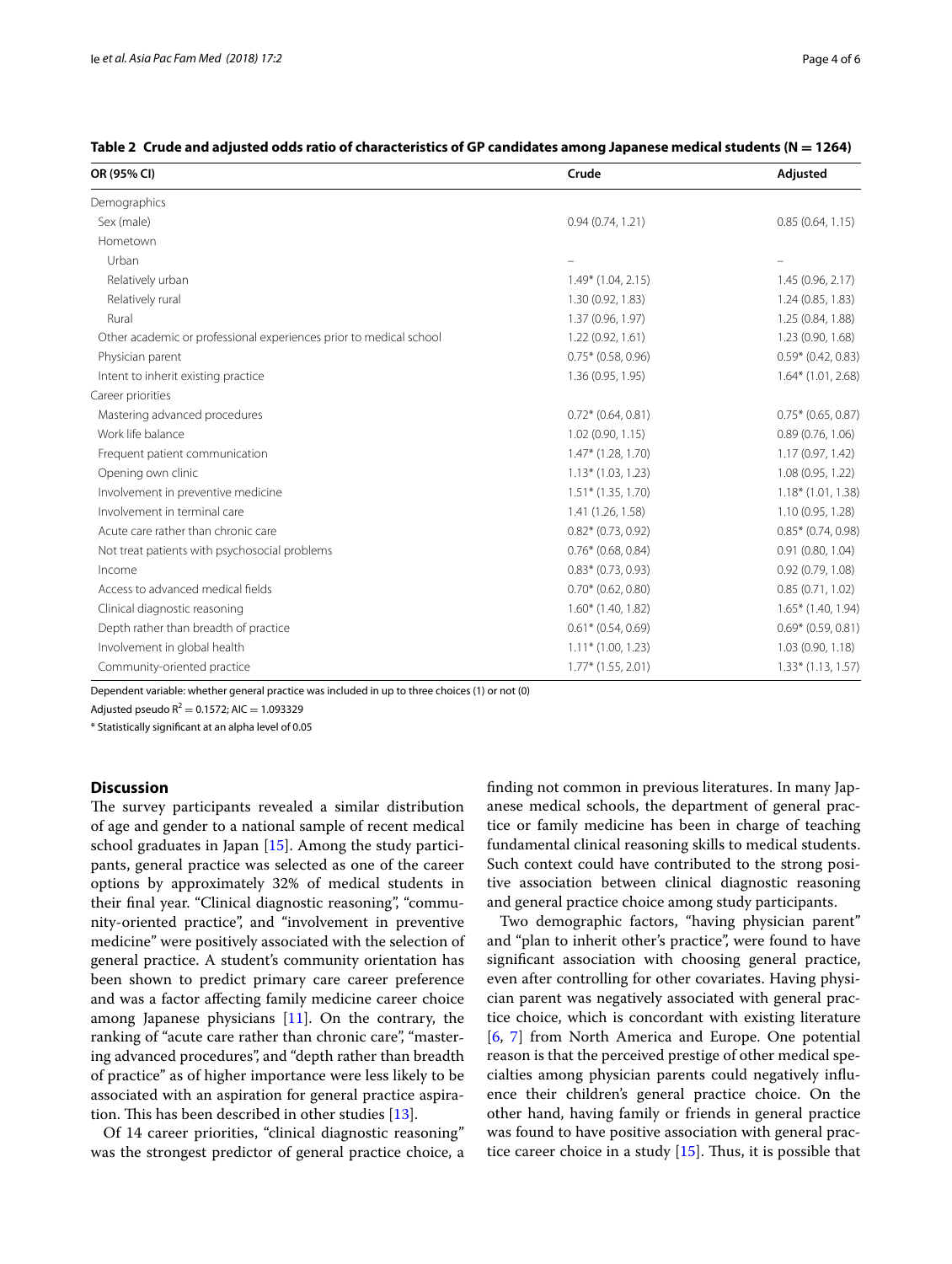**Table 2 Crude and adjusted odds ratio of characteristics of GP candidates among Japanese medical students (N = 1264)**

| OR (95% CI) | Crude | Adjusted |
|---|---|---|
| Demographics | | |
| Sex (male) | 0.94 (0.74, 1.21) | 0.85 (0.64, 1.15) |
| Hometown | | |
| Urban | – | – |
| Relatively urban | 1.49* (1.04, 2.15) | 1.45 (0.96, 2.17) |
| Relatively rural | 1.30 (0.92, 1.83) | 1.24 (0.85, 1.83) |
| Rural | 1.37 (0.96, 1.97) | 1.25 (0.84, 1.88) |
| Other academic or professional experiences prior to medical school | 1.22 (0.92, 1.61) | 1.23 (0.90, 1.68) |
| Physician parent | 0.75* (0.58, 0.96) | 0.59* (0.42, 0.83) |
| Intent to inherit existing practice | 1.36 (0.95, 1.95) | 1.64* (1.01, 2.68) |
| Career priorities | | |
| Mastering advanced procedures | 0.72* (0.64, 0.81) | 0.75* (0.65, 0.87) |
| Work life balance | 1.02 (0.90, 1.15) | 0.89 (0.76, 1.06) |
| Frequent patient communication | 1.47* (1.28, 1.70) | 1.17 (0.97, 1.42) |
| Opening own clinic | 1.13* (1.03, 1.23) | 1.08 (0.95, 1.22) |
| Involvement in preventive medicine | 1.51* (1.35, 1.70) | 1.18* (1.01, 1.38) |
| Involvement in terminal care | 1.41 (1.26, 1.58) | 1.10 (0.95, 1.28) |
| Acute care rather than chronic care | 0.82* (0.73, 0.92) | 0.85* (0.74, 0.98) |
| Not treat patients with psychosocial problems | 0.76* (0.68, 0.84) | 0.91 (0.80, 1.04) |
| Income | 0.83* (0.73, 0.93) | 0.92 (0.79, 1.08) |
| Access to advanced medical fields | 0.70* (0.62, 0.80) | 0.85 (0.71, 1.02) |
| Clinical diagnostic reasoning | 1.60* (1.40, 1.82) | 1.65* (1.40, 1.94) |
| Depth rather than breadth of practice | 0.61* (0.54, 0.69) | 0.69* (0.59, 0.81) |
| Involvement in global health | 1.11* (1.00, 1.23) | 1.03 (0.90, 1.18) |
| Community-oriented practice | 1.77* (1.55, 2.01) | 1.33* (1.13, 1.57) |

Dependent variable: whether general practice was included in up to three choices (1) or not (0)

Adjusted pseudo $R^2 = 0.1572$; AIC = 1.093329

* Statistically significant at an alpha level of 0.05

## Discussion

The survey participants revealed a similar distribution of age and gender to a national sample of recent medical school graduates in Japan [15]. Among the study participants, general practice was selected as one of the career options by approximately 32% of medical students in their final year. "Clinical diagnostic reasoning", "community-oriented practice", and "involvement in preventive medicine" were positively associated with the selection of general practice. A student's community orientation has been shown to predict primary care career preference and was a factor affecting family medicine career choice among Japanese physicians [11]. On the contrary, the ranking of "acute care rather than chronic care", "mastering advanced procedures", and "depth rather than breadth of practice" as of higher importance were less likely to be associated with an aspiration for general practice aspiration. This has been described in other studies [13].

Of 14 career priorities, "clinical diagnostic reasoning" was the strongest predictor of general practice choice, a finding not common in previous literatures. In many Japanese medical schools, the department of general practice or family medicine has been in charge of teaching fundamental clinical reasoning skills to medical students. Such context could have contributed to the strong positive association between clinical diagnostic reasoning and general practice choice among study participants.

Two demographic factors, "having physician parent" and "plan to inherit other's practice", were found to have significant association with choosing general practice, even after controlling for other covariates. Having physician parent was negatively associated with general practice choice, which is concordant with existing literature [6, 7] from North America and Europe. One potential reason is that the perceived prestige of other medical specialties among physician parents could negatively influence their children's general practice choice. On the other hand, having family or friends in general practice was found to have positive association with general practice career choice in a study [15]. Thus, it is possible that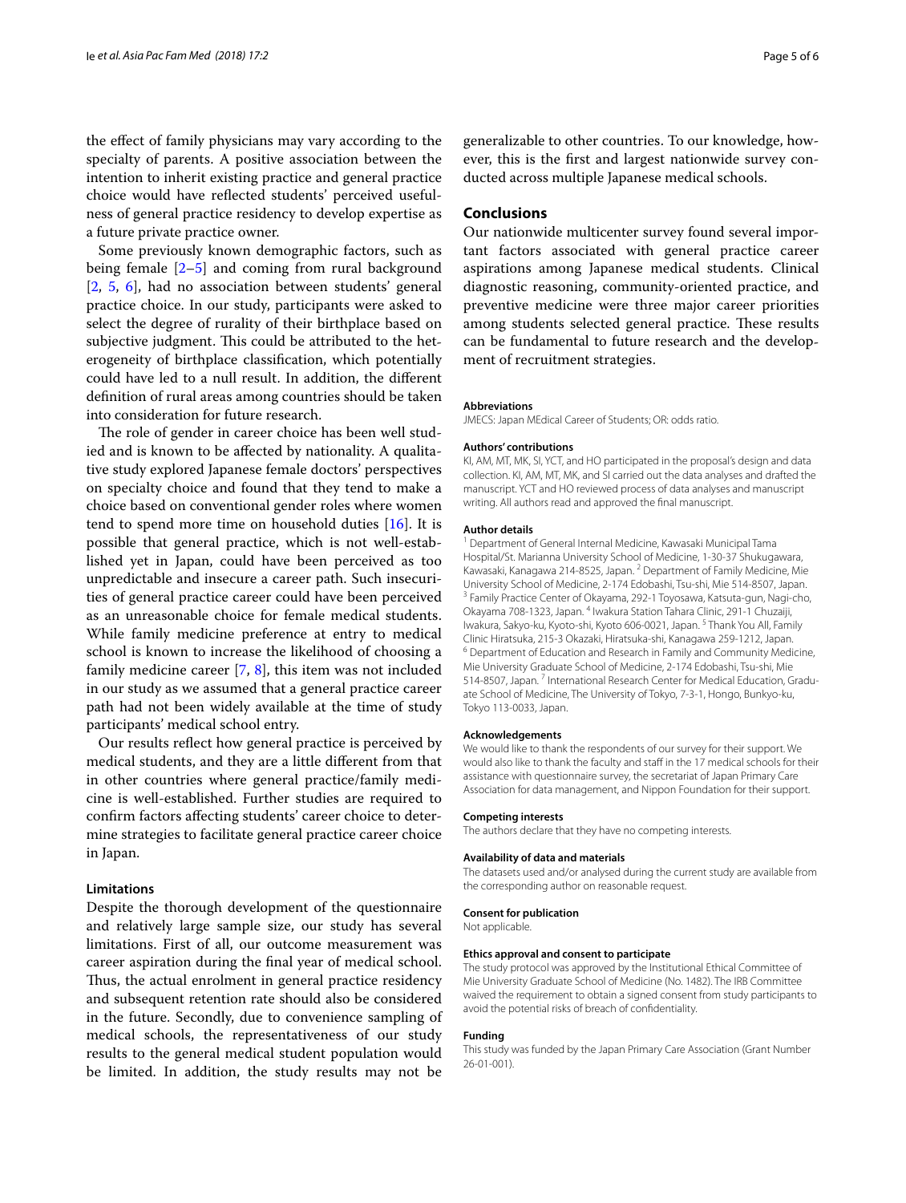the effect of family physicians may vary according to the specialty of parents. A positive association between the intention to inherit existing practice and general practice choice would have reflected students' perceived usefulness of general practice residency to develop expertise as a future private practice owner.

Some previously known demographic factors, such as being female [2–5] and coming from rural background [2, 5, 6], had no association between students' general practice choice. In our study, participants were asked to select the degree of rurality of their birthplace based on subjective judgment. This could be attributed to the heterogeneity of birthplace classification, which potentially could have led to a null result. In addition, the different definition of rural areas among countries should be taken into consideration for future research.

The role of gender in career choice has been well studied and is known to be affected by nationality. A qualitative study explored Japanese female doctors' perspectives on specialty choice and found that they tend to make a choice based on conventional gender roles where women tend to spend more time on household duties [16]. It is possible that general practice, which is not well-established yet in Japan, could have been perceived as too unpredictable and insecure a career path. Such insecurities of general practice career could have been perceived as an unreasonable choice for female medical students. While family medicine preference at entry to medical school is known to increase the likelihood of choosing a family medicine career [7, 8], this item was not included in our study as we assumed that a general practice career path had not been widely available at the time of study participants' medical school entry.

Our results reflect how general practice is perceived by medical students, and they are a little different from that in other countries where general practice/family medicine is well-established. Further studies are required to confirm factors affecting students' career choice to determine strategies to facilitate general practice career choice in Japan.

### Limitations

Despite the thorough development of the questionnaire and relatively large sample size, our study has several limitations. First of all, our outcome measurement was career aspiration during the final year of medical school. Thus, the actual enrolment in general practice residency and subsequent retention rate should also be considered in the future. Secondly, due to convenience sampling of medical schools, the representativeness of our study results to the general medical student population would be limited. In addition, the study results may not be generalizable to other countries. To our knowledge, however, this is the first and largest nationwide survey conducted across multiple Japanese medical schools.

## Conclusions

Our nationwide multicenter survey found several important factors associated with general practice career aspirations among Japanese medical students. Clinical diagnostic reasoning, community-oriented practice, and preventive medicine were three major career priorities among students selected general practice. These results can be fundamental to future research and the development of recruitment strategies.

#### Abbreviations

JMECS: Japan MEdical Career of Students; OR: odds ratio.

#### Authors' contributions

KI, AM, MT, MK, SI, YCT, and HO participated in the proposal's design and data collection. KI, AM, MT, MK, and SI carried out the data analyses and drafted the manuscript. YCT and HO reviewed process of data analyses and manuscript writing. All authors read and approved the final manuscript.

#### Author details

[1] Department of General Internal Medicine, Kawasaki Municipal Tama Hospital/St. Marianna University School of Medicine, 1-30-37 Shukugawara, Kawasaki, Kanagawa 214-8525, Japan. [2] Department of Family Medicine, Mie University School of Medicine, 2-174 Edobashi, Tsu-shi, Mie 514-8507, Japan. [3] Family Practice Center of Okayama, 292-1 Toyosawa, Katsuta-gun, Nagi-cho, Okayama 708-1323, Japan. [4] Iwakura Station Tahara Clinic, 291-1 Chuzaiji, Iwakura, Sakyo-ku, Kyoto-shi, Kyoto 606-0021, Japan. [5] Thank You All, Family Clinic Hiratsuka, 215-3 Okazaki, Hiratsuka-shi, Kanagawa 259-1212, Japan. [6] Department of Education and Research in Family and Community Medicine, Mie University Graduate School of Medicine, 2-174 Edobashi, Tsu-shi, Mie 514-8507, Japan. [7] International Research Center for Medical Education, Graduate School of Medicine, The University of Tokyo, 7-3-1, Hongo, Bunkyo-ku, Tokyo 113-0033, Japan.

#### Acknowledgements

We would like to thank the respondents of our survey for their support. We would also like to thank the faculty and staff in the 17 medical schools for their assistance with questionnaire survey, the secretariat of Japan Primary Care Association for data management, and Nippon Foundation for their support.

#### Competing interests

The authors declare that they have no competing interests.

#### Availability of data and materials

The datasets used and/or analysed during the current study are available from the corresponding author on reasonable request.

#### Consent for publication

Not applicable.

#### Ethics approval and consent to participate

The study protocol was approved by the Institutional Ethical Committee of Mie University Graduate School of Medicine (No. 1482). The IRB Committee waived the requirement to obtain a signed consent from study participants to avoid the potential risks of breach of confidentiality.

#### Funding

This study was funded by the Japan Primary Care Association (Grant Number 26-01-001).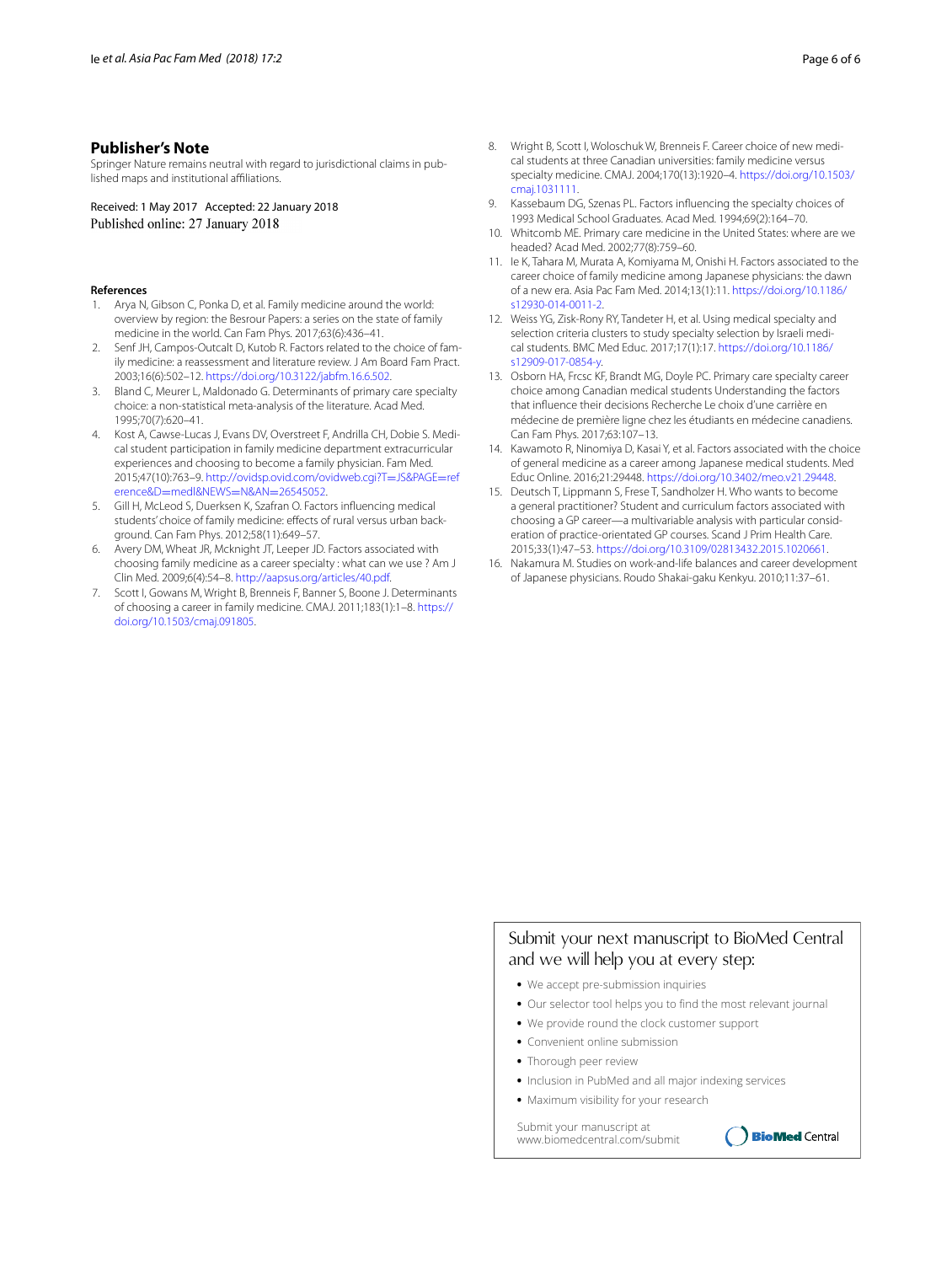## Publisher's Note

Springer Nature remains neutral with regard to jurisdictional claims in published maps and institutional affiliations.

Received: 1 May 2017 Accepted: 22 January 2018
Published online: 27 January 2018

## References

1. Arya N, Gibson C, Ponka D, et al. Family medicine around the world: overview by region: the Besrour Papers: a series on the state of family medicine in the world. Can Fam Phys. 2017;63(6):436–41.
2. Senf JH, Campos-Outcalt D, Kutob R. Factors related to the choice of family medicine: a reassessment and literature review. J Am Board Fam Pract. 2003;16(6):502–12. https://doi.org/10.3122/jabfm.16.6.502.
3. Bland C, Meurer L, Maldonado G. Determinants of primary care specialty choice: a non-statistical meta-analysis of the literature. Acad Med. 1995;70(7):620–41.
4. Kost A, Cawse-Lucas J, Evans DV, Overstreet F, Andrilla CH, Dobie S. Medical student participation in family medicine department extracurricular experiences and choosing to become a family physician. Fam Med. 2015;47(10):763–9. http://ovidsp.ovid.com/ovidweb.cgi?T=JS&PAGE=reference&D=medl&NEWS=N&AN=26545052.
5. Gill H, McLeod S, Duerksen K, Szafran O. Factors influencing medical students' choice of family medicine: effects of rural versus urban background. Can Fam Phys. 2012;58(11):649–57.
6. Avery DM, Wheat JR, Mcknight JT, Leeper JD. Factors associated with choosing family medicine as a career specialty : what can we use ? Am J Clin Med. 2009;6(4):54–8. http://aapsus.org/articles/40.pdf.
7. Scott I, Gowans M, Wright B, Brenneis F, Banner S, Boone J. Determinants of choosing a career in family medicine. CMAJ. 2011;183(1):1–8. https://doi.org/10.1503/cmaj.091805.
8. Wright B, Scott I, Woloschuk W, Brenneis F. Career choice of new medical students at three Canadian universities: family medicine versus specialty medicine. CMAJ. 2004;170(13):1920–4. https://doi.org/10.1503/cmaj.1031111.
9. Kassebaum DG, Szenas PL. Factors influencing the specialty choices of 1993 Medical School Graduates. Acad Med. 1994;69(2):164–70.
10. Whitcomb ME. Primary care medicine in the United States: where are we headed? Acad Med. 2002;77(8):759–60.
11. Ie K, Tahara M, Murata A, Komiyama M, Onishi H. Factors associated to the career choice of family medicine among Japanese physicians: the dawn of a new era. Asia Pac Fam Med. 2014;13(1):11. https://doi.org/10.1186/s12930-014-0011-2.
12. Weiss YG, Zisk-Rony RY, Tandeter H, et al. Using medical specialty and selection criteria clusters to study specialty selection by Israeli medical students. BMC Med Educ. 2017;17(1):17. https://doi.org/10.1186/s12909-017-0854-y.
13. Osborn HA, Frcsc KF, Brandt MG, Doyle PC. Primary care specialty career choice among Canadian medical students Understanding the factors that influence their decisions Recherche Le choix d'une carrière en médecine de première ligne chez les étudiants en médecine canadiens. Can Fam Phys. 2017;63:107–13.
14. Kawamoto R, Ninomiya D, Kasai Y, et al. Factors associated with the choice of general medicine as a career among Japanese medical students. Med Educ Online. 2016;21:29448. https://doi.org/10.3402/meo.v21.29448.
15. Deutsch T, Lippmann S, Frese T, Sandholzer H. Who wants to become a general practitioner? Student and curriculum factors associated with choosing a GP career—a multivariable analysis with particular consideration of practice-orientated GP courses. Scand J Prim Health Care. 2015;33(1):47–53. https://doi.org/10.3109/02813432.2015.1020661.
16. Nakamura M. Studies on work-and-life balances and career development of Japanese physicians. Roudo Shakai-gaku Kenkyu. 2010;11:37–61.

Submit your next manuscript to BioMed Central and we will help you at every step:

- We accept pre-submission inquiries
- Our selector tool helps you to find the most relevant journal
- We provide round the clock customer support
- Convenient online submission
- Thorough peer review
- Inclusion in PubMed and all major indexing services
- Maximum visibility for your research

Submit your manuscript at www.biomedcentral.com/submit

BioMed Central